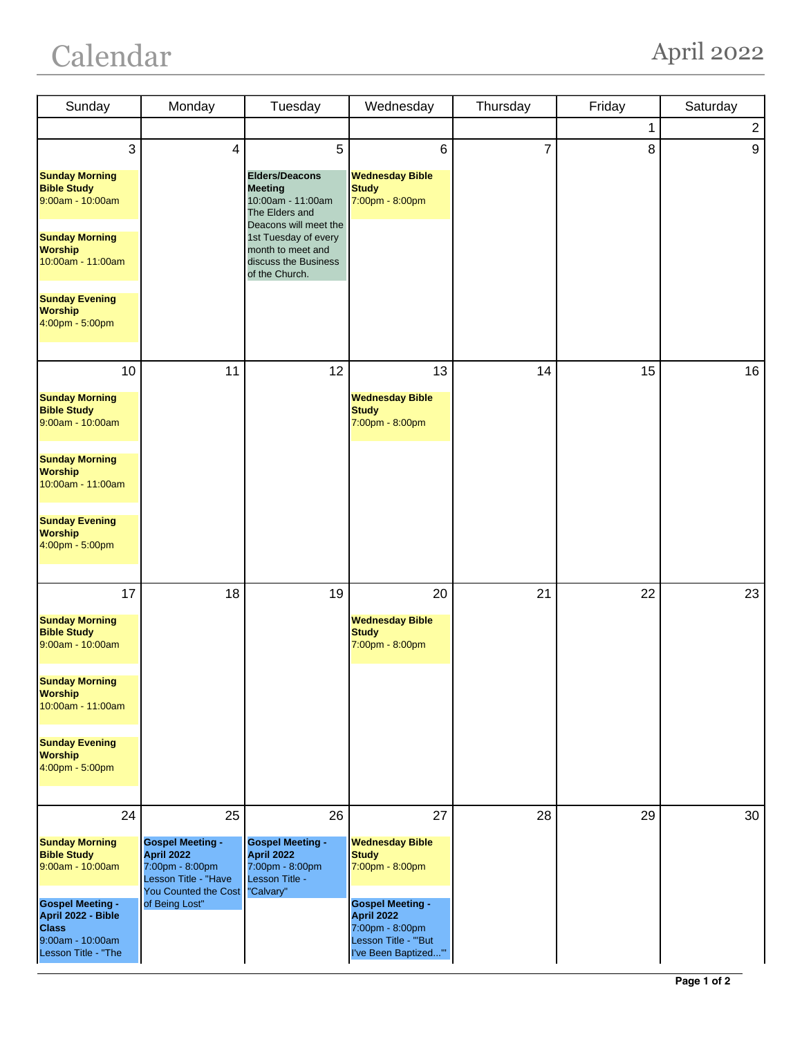# Calendar

## April 2022

| Sunday | Monday | Tuesday | Wednesday | Thursday | Friday | Saturday |
|---|---|---|---|---|---|---|
| | | | | | 1 | 2 |
| 3<br><br>**Sunday Morning Bible Study**<br>9:00am - 10:00am<br><br>**Sunday Morning Worship**<br>10:00am - 11:00am<br><br>**Sunday Evening Worship**<br>4:00pm - 5:00pm | 4 | 5<br><br>**Elders/Deacons Meeting**<br>10:00am - 11:00am<br>The Elders and Deacons will meet the 1st Tuesday of every month to meet and discuss the Business of the Church. | 6<br><br>**Wednesday Bible Study**<br>7:00pm - 8:00pm | 7 | 8 | 9 |
| 10<br><br>**Sunday Morning Bible Study**<br>9:00am - 10:00am<br><br>**Sunday Morning Worship**<br>10:00am - 11:00am<br><br>**Sunday Evening Worship**<br>4:00pm - 5:00pm | 11 | 12 | 13<br><br>**Wednesday Bible Study**<br>7:00pm - 8:00pm | 14 | 15 | 16 |
| 17<br><br>**Sunday Morning Bible Study**<br>9:00am - 10:00am<br><br>**Sunday Morning Worship**<br>10:00am - 11:00am<br><br>**Sunday Evening Worship**<br>4:00pm - 5:00pm | 18 | 19 | 20<br><br>**Wednesday Bible Study**<br>7:00pm - 8:00pm | 21 | 22 | 23 |
| 24<br><br>**Sunday Morning Bible Study**<br>9:00am - 10:00am<br><br>**Gospel Meeting - April 2022 - Bible Class**<br>9:00am - 10:00am<br>Lesson Title - "The | 25<br><br>**Gospel Meeting - April 2022**<br>7:00pm - 8:00pm<br>Lesson Title - "Have You Counted the Cost of Being Lost" | 26<br><br>**Gospel Meeting - April 2022**<br>7:00pm - 8:00pm<br>Lesson Title - "Calvary" | 27<br><br>**Wednesday Bible Study**<br>7:00pm - 8:00pm<br><br>**Gospel Meeting - April 2022**<br>7:00pm - 8:00pm<br>Lesson Title - "'But I've Been Baptized...'" | 28 | 29 | 30 |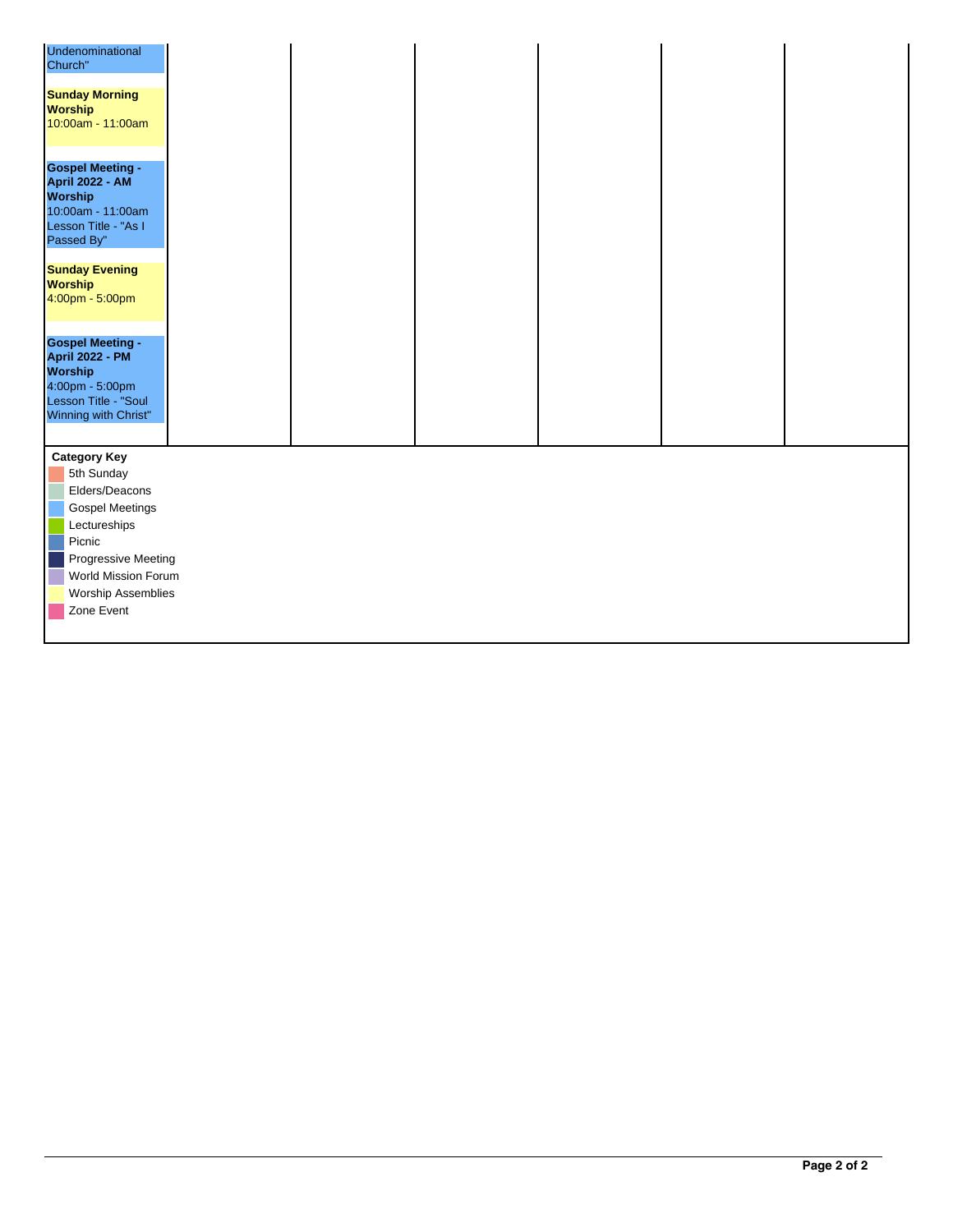| | | | | | | |
|---|---|---|---|---|---|---|
| Undenominational Church"<br><br>**Sunday Morning Worship**<br>10:00am - 11:00am<br><br>**Gospel Meeting - April 2022 - AM Worship**<br>10:00am - 11:00am<br>Lesson Title - "As I Passed By"<br><br>**Sunday Evening Worship**<br>4:00pm - 5:00pm<br><br>**Gospel Meeting - April 2022 - PM Worship**<br>4:00pm - 5:00pm<br>Lesson Title - "Soul Winning with Christ" | | | | | | |

**Category Key**

- 5th Sunday
- Elders/Deacons
- Gospel Meetings
- Lectureships
- Picnic
- Progressive Meeting
- World Mission Forum
- Worship Assemblies
- Zone Event